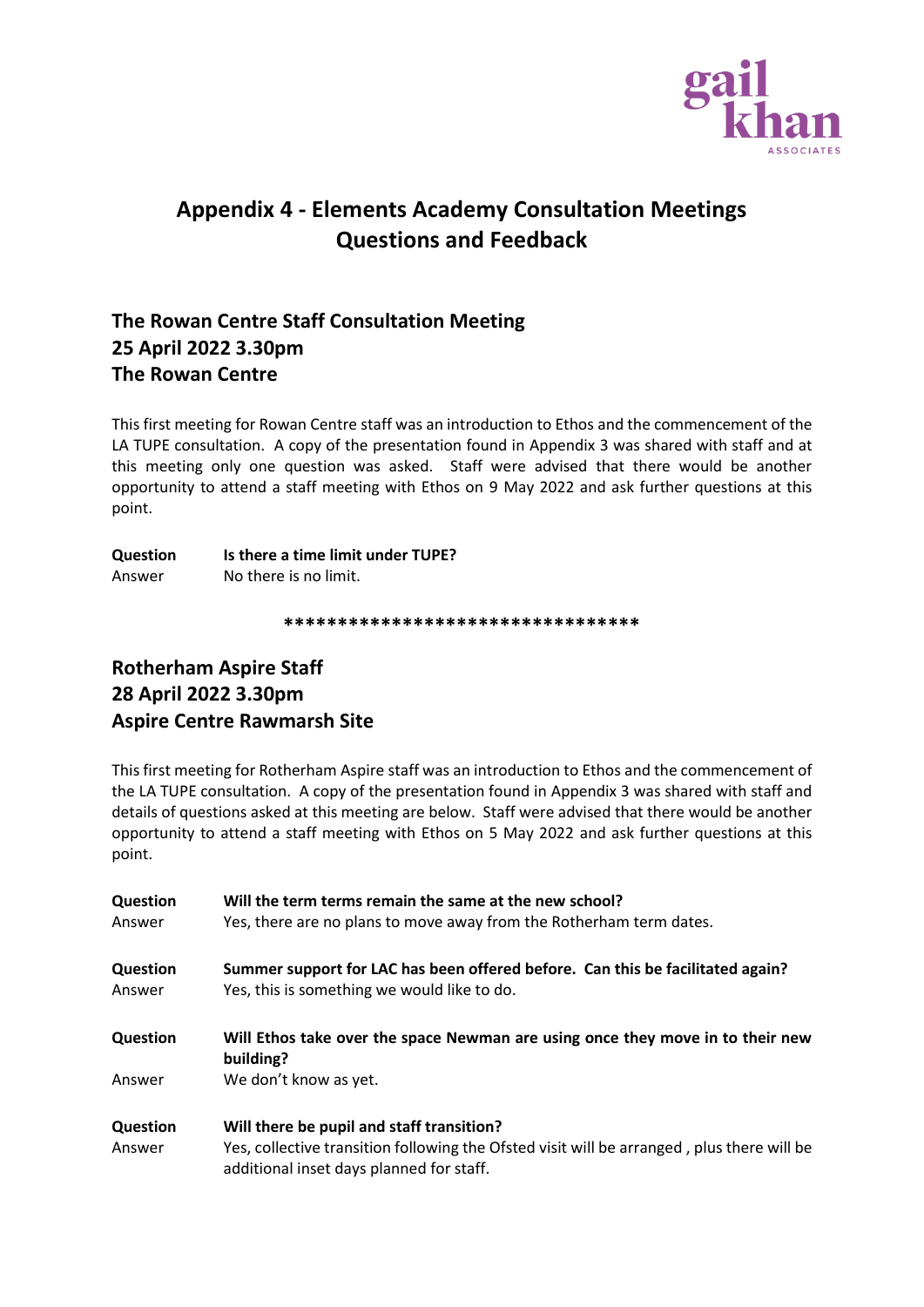# Appendix 4 - Elements Academy Consultation Meetings Questions and Feedback

## The Rowan Centre Staff Consultation Meeting
## 25 April 2022 3.30pm
## The Rowan Centre

This first meeting for Rowan Centre staff was an introduction to Ethos and the commencement of the LA TUPE consultation. A copy of the presentation found in Appendix 3 was shared with staff and at this meeting only one question was asked. Staff were advised that there would be another opportunity to attend a staff meeting with Ethos on 9 May 2022 and ask further questions at this point.

**Question** **Is there a time limit under TUPE?**
Answer No there is no limit.

*********************************

## Rotherham Aspire Staff
## 28 April 2022 3.30pm
## Aspire Centre Rawmarsh Site

This first meeting for Rotherham Aspire staff was an introduction to Ethos and the commencement of the LA TUPE consultation. A copy of the presentation found in Appendix 3 was shared with staff and details of questions asked at this meeting are below. Staff were advised that there would be another opportunity to attend a staff meeting with Ethos on 5 May 2022 and ask further questions at this point.

**Question** **Will the term terms remain the same at the new school?**
Answer Yes, there are no plans to move away from the Rotherham term dates.

**Question** **Summer support for LAC has been offered before. Can this be facilitated again?**
Answer Yes, this is something we would like to do.

**Question** **Will Ethos take over the space Newman are using once they move in to their new building?**
Answer We don't know as yet.

**Question** **Will there be pupil and staff transition?**
Answer Yes, collective transition following the Ofsted visit will be arranged , plus there will be additional inset days planned for staff.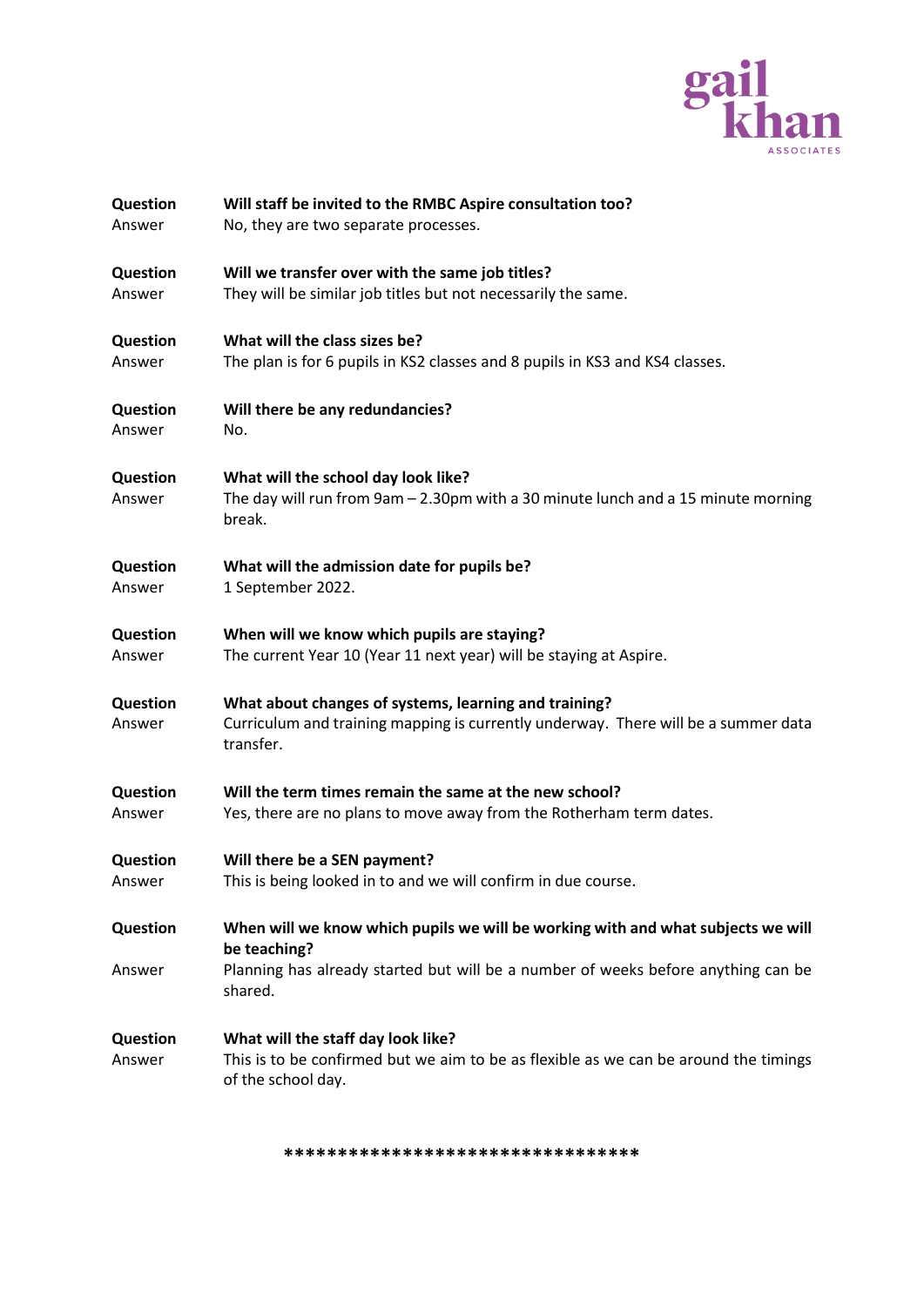**Question** **Will staff be invited to the RMBC Aspire consultation too?**
Answer No, they are two separate processes.

**Question** **Will we transfer over with the same job titles?**
Answer They will be similar job titles but not necessarily the same.

**Question** **What will the class sizes be?**
Answer The plan is for 6 pupils in KS2 classes and 8 pupils in KS3 and KS4 classes.

**Question** **Will there be any redundancies?**
Answer No.

**Question** **What will the school day look like?**
Answer The day will run from 9am – 2.30pm with a 30 minute lunch and a 15 minute morning break.

**Question** **What will the admission date for pupils be?**
Answer 1 September 2022.

**Question** **When will we know which pupils are staying?**
Answer The current Year 10 (Year 11 next year) will be staying at Aspire.

**Question** **What about changes of systems, learning and training?**
Answer Curriculum and training mapping is currently underway. There will be a summer data transfer.

**Question** **Will the term times remain the same at the new school?**
Answer Yes, there are no plans to move away from the Rotherham term dates.

**Question** **Will there be a SEN payment?**
Answer This is being looked in to and we will confirm in due course.

**Question** **When will we know which pupils we will be working with and what subjects we will be teaching?**
Answer Planning has already started but will be a number of weeks before anything can be shared.

**Question** **What will the staff day look like?**
Answer This is to be confirmed but we aim to be as flexible as we can be around the timings of the school day.

**********************************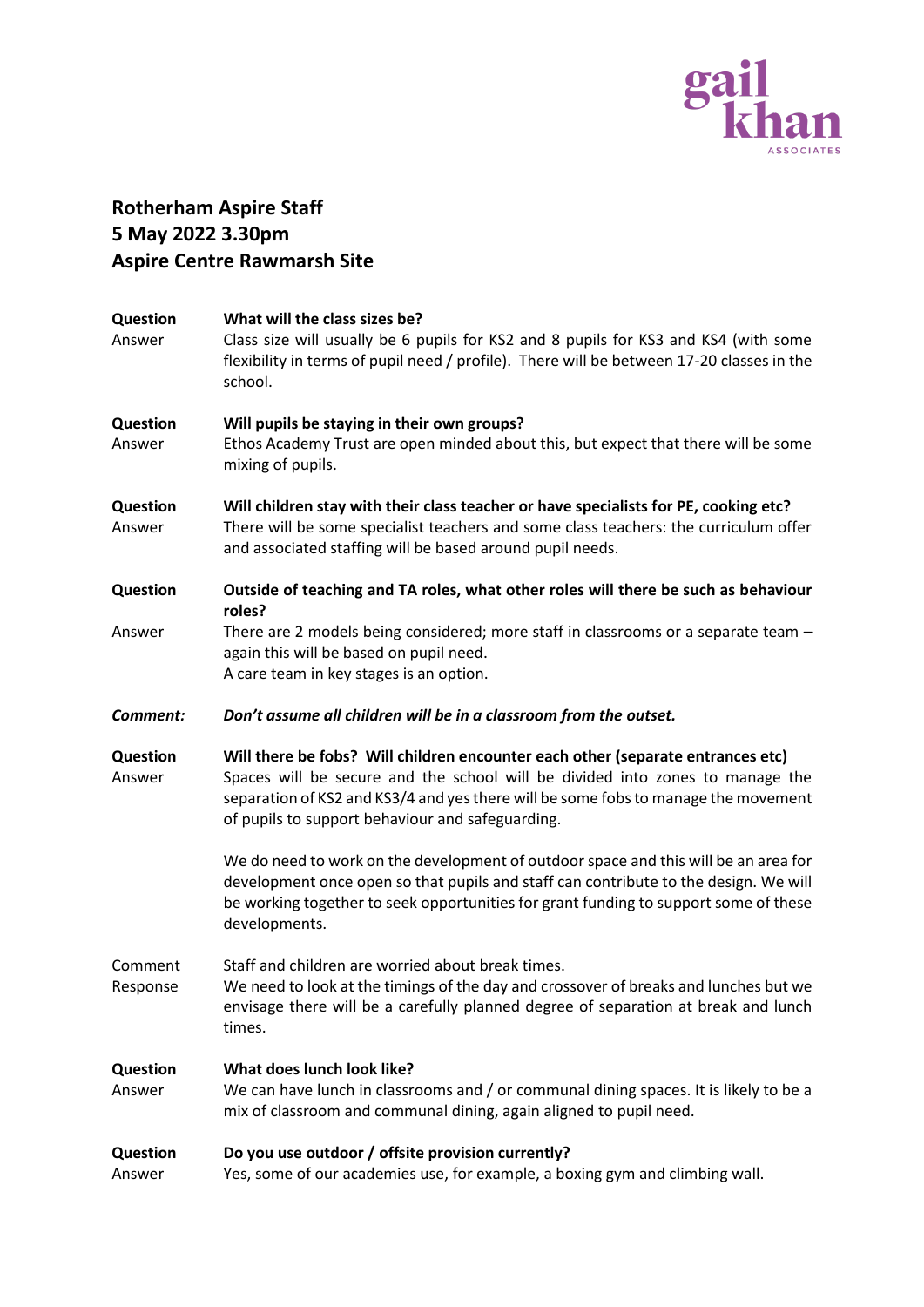**Rotherham Aspire Staff**
**5 May 2022 3.30pm**
**Aspire Centre Rawmarsh Site**

**Question** **What will the class sizes be?**
Answer Class size will usually be 6 pupils for KS2 and 8 pupils for KS3 and KS4 (with some flexibility in terms of pupil need / profile). There will be between 17-20 classes in the school.

**Question** **Will pupils be staying in their own groups?**
Answer Ethos Academy Trust are open minded about this, but expect that there will be some mixing of pupils.

**Question** **Will children stay with their class teacher or have specialists for PE, cooking etc?**
Answer There will be some specialist teachers and some class teachers: the curriculum offer and associated staffing will be based around pupil needs.

**Question** **Outside of teaching and TA roles, what other roles will there be such as behaviour roles?**
Answer There are 2 models being considered; more staff in classrooms or a separate team – again this will be based on pupil need.
A care team in key stages is an option.

***Comment:*** ***Don't assume all children will be in a classroom from the outset.***

**Question** **Will there be fobs? Will children encounter each other (separate entrances etc)**
Answer Spaces will be secure and the school will be divided into zones to manage the separation of KS2 and KS3/4 and yes there will be some fobs to manage the movement of pupils to support behaviour and safeguarding.

We do need to work on the development of outdoor space and this will be an area for development once open so that pupils and staff can contribute to the design. We will be working together to seek opportunities for grant funding to support some of these developments.

Comment Staff and children are worried about break times.
Response We need to look at the timings of the day and crossover of breaks and lunches but we envisage there will be a carefully planned degree of separation at break and lunch times.

**Question** **What does lunch look like?**
Answer We can have lunch in classrooms and / or communal dining spaces. It is likely to be a mix of classroom and communal dining, again aligned to pupil need.

**Question** **Do you use outdoor / offsite provision currently?**
Answer Yes, some of our academies use, for example, a boxing gym and climbing wall.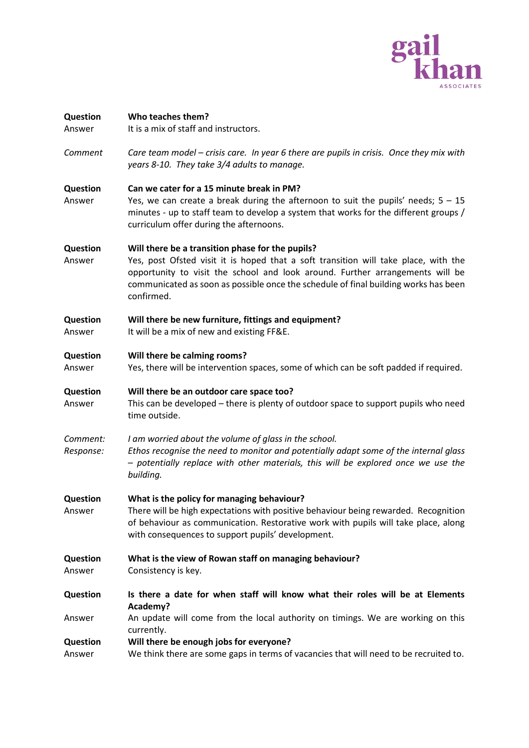**Question** **Who teaches them?**
Answer It is a mix of staff and instructors.

*Comment* *Care team model – crisis care. In year 6 there are pupils in crisis. Once they mix with years 8-10. They take 3/4 adults to manage.*

**Question** **Can we cater for a 15 minute break in PM?**
Answer Yes, we can create a break during the afternoon to suit the pupils' needs; 5 – 15 minutes - up to staff team to develop a system that works for the different groups / curriculum offer during the afternoons.

**Question** **Will there be a transition phase for the pupils?**
Answer Yes, post Ofsted visit it is hoped that a soft transition will take place, with the opportunity to visit the school and look around. Further arrangements will be communicated as soon as possible once the schedule of final building works has been confirmed.

**Question** **Will there be new furniture, fittings and equipment?**
Answer It will be a mix of new and existing FF&E.

**Question** **Will there be calming rooms?**
Answer Yes, there will be intervention spaces, some of which can be soft padded if required.

**Question** **Will there be an outdoor care space too?**
Answer This can be developed – there is plenty of outdoor space to support pupils who need time outside.

*Comment:* *I am worried about the volume of glass in the school.*
*Response:* *Ethos recognise the need to monitor and potentially adapt some of the internal glass – potentially replace with other materials, this will be explored once we use the building.*

**Question** **What is the policy for managing behaviour?**
Answer There will be high expectations with positive behaviour being rewarded. Recognition of behaviour as communication. Restorative work with pupils will take place, along with consequences to support pupils' development.

**Question** **What is the view of Rowan staff on managing behaviour?**
Answer Consistency is key.

**Question** **Is there a date for when staff will know what their roles will be at Elements Academy?**
Answer An update will come from the local authority on timings. We are working on this currently.

**Question** **Will there be enough jobs for everyone?**
Answer We think there are some gaps in terms of vacancies that will need to be recruited to.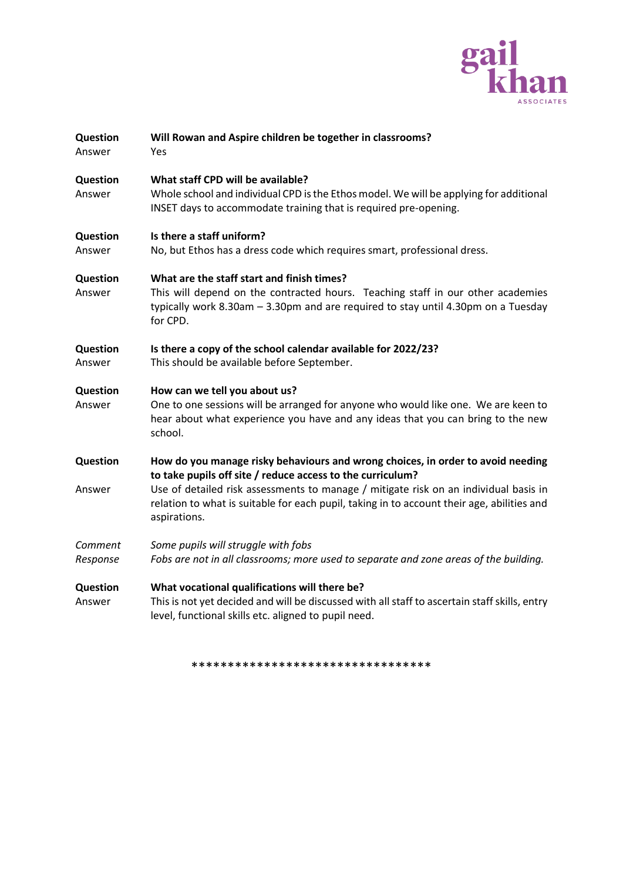**Question** **Will Rowan and Aspire children be together in classrooms?**
Answer Yes

**Question** **What staff CPD will be available?**
Answer Whole school and individual CPD is the Ethos model. We will be applying for additional INSET days to accommodate training that is required pre-opening.

**Question** **Is there a staff uniform?**
Answer No, but Ethos has a dress code which requires smart, professional dress.

**Question** **What are the staff start and finish times?**
Answer This will depend on the contracted hours. Teaching staff in our other academies typically work 8.30am – 3.30pm and are required to stay until 4.30pm on a Tuesday for CPD.

**Question** **Is there a copy of the school calendar available for 2022/23?**
Answer This should be available before September.

**Question** **How can we tell you about us?**
Answer One to one sessions will be arranged for anyone who would like one. We are keen to hear about what experience you have and any ideas that you can bring to the new school.

**Question** **How do you manage risky behaviours and wrong choices, in order to avoid needing to take pupils off site / reduce access to the curriculum?**
Answer Use of detailed risk assessments to manage / mitigate risk on an individual basis in relation to what is suitable for each pupil, taking in to account their age, abilities and aspirations.

*Comment* *Some pupils will struggle with fobs*
*Response* *Fobs are not in all classrooms; more used to separate and zone areas of the building.*

**Question** **What vocational qualifications will there be?**
Answer This is not yet decided and will be discussed with all staff to ascertain staff skills, entry level, functional skills etc. aligned to pupil need.

*********************************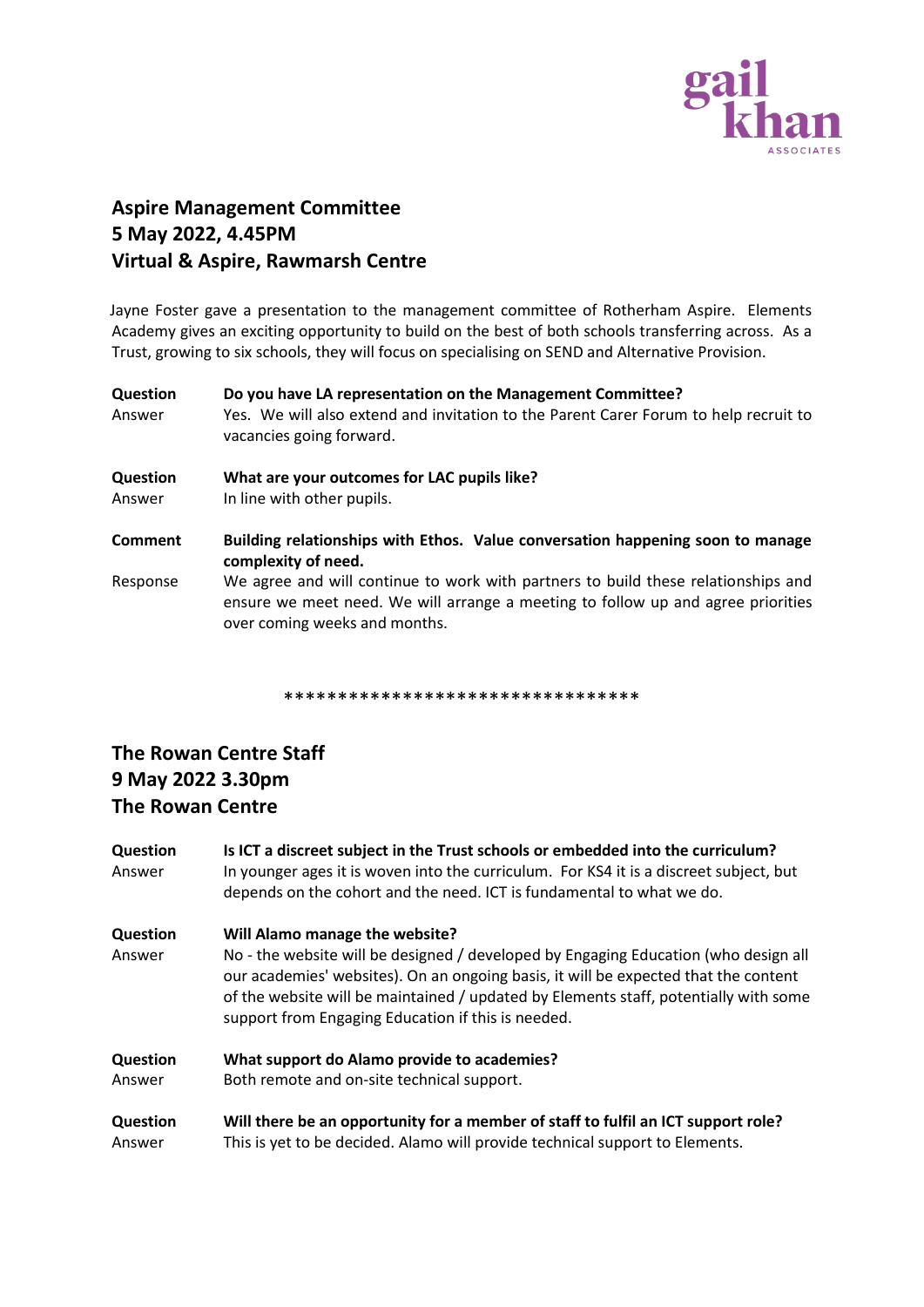## Aspire Management Committee
## 5 May 2022, 4.45PM
## Virtual & Aspire, Rawmarsh Centre

Jayne Foster gave a presentation to the management committee of Rotherham Aspire. Elements Academy gives an exciting opportunity to build on the best of both schools transferring across. As a Trust, growing to six schools, they will focus on specialising on SEND and Alternative Provision.

| | |
|---|---|
| **Question** | **Do you have LA representation on the Management Committee?** |
| Answer | Yes. We will also extend and invitation to the Parent Carer Forum to help recruit to vacancies going forward. |
| **Question** | **What are your outcomes for LAC pupils like?** |
| Answer | In line with other pupils. |
| **Comment** | **Building relationships with Ethos. Value conversation happening soon to manage complexity of need.** |
| Response | We agree and will continue to work with partners to build these relationships and ensure we meet need. We will arrange a meeting to follow up and agree priorities over coming weeks and months. |

*********************************

## The Rowan Centre Staff
## 9 May 2022 3.30pm
## The Rowan Centre

| | |
|---|---|
| **Question** | **Is ICT a discreet subject in the Trust schools or embedded into the curriculum?** |
| Answer | In younger ages it is woven into the curriculum. For KS4 it is a discreet subject, but depends on the cohort and the need. ICT is fundamental to what we do. |
| **Question** | **Will Alamo manage the website?** |
| Answer | No - the website will be designed / developed by Engaging Education (who design all our academies' websites). On an ongoing basis, it will be expected that the content of the website will be maintained / updated by Elements staff, potentially with some support from Engaging Education if this is needed. |
| **Question** | **What support do Alamo provide to academies?** |
| Answer | Both remote and on-site technical support. |
| **Question** | **Will there be an opportunity for a member of staff to fulfil an ICT support role?** |
| Answer | This is yet to be decided. Alamo will provide technical support to Elements. |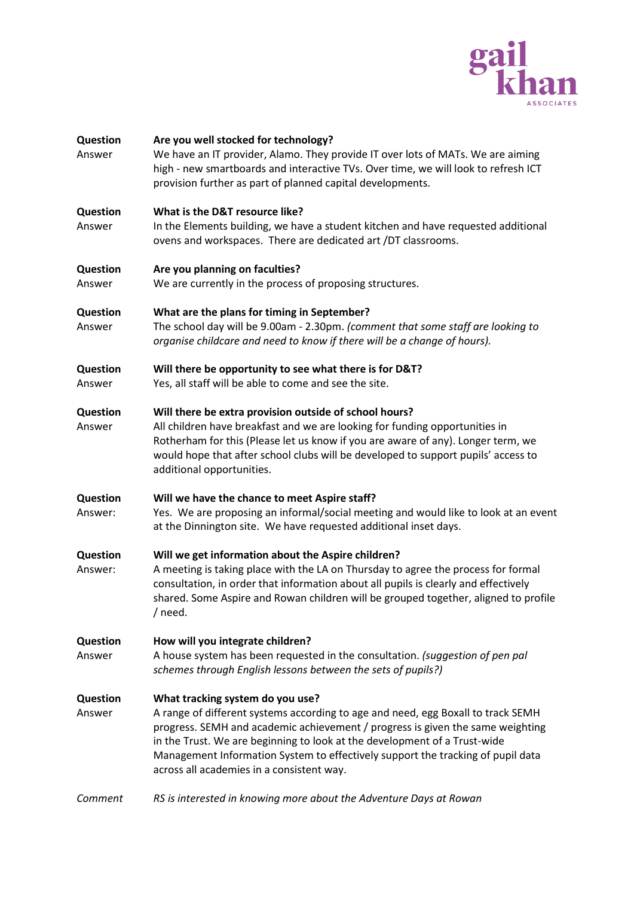| | |
|---|---|
| **Question** | **Are you well stocked for technology?** |
| Answer | We have an IT provider, Alamo. They provide IT over lots of MATs. We are aiming high - new smartboards and interactive TVs. Over time, we will look to refresh ICT provision further as part of planned capital developments. |
| **Question** | **What is the D&T resource like?** |
| Answer | In the Elements building, we have a student kitchen and have requested additional ovens and workspaces. There are dedicated art /DT classrooms. |
| **Question** | **Are you planning on faculties?** |
| Answer | We are currently in the process of proposing structures. |
| **Question** | **What are the plans for timing in September?** |
| Answer | The school day will be 9.00am - 2.30pm. *(comment that some staff are looking to organise childcare and need to know if there will be a change of hours).* |
| **Question** | **Will there be opportunity to see what there is for D&T?** |
| Answer | Yes, all staff will be able to come and see the site. |
| **Question** | **Will there be extra provision outside of school hours?** |
| Answer | All children have breakfast and we are looking for funding opportunities in Rotherham for this (Please let us know if you are aware of any). Longer term, we would hope that after school clubs will be developed to support pupils' access to additional opportunities. |
| **Question** | **Will we have the chance to meet Aspire staff?** |
| Answer: | Yes. We are proposing an informal/social meeting and would like to look at an event at the Dinnington site. We have requested additional inset days. |
| **Question** | **Will we get information about the Aspire children?** |
| Answer: | A meeting is taking place with the LA on Thursday to agree the process for formal consultation, in order that information about all pupils is clearly and effectively shared. Some Aspire and Rowan children will be grouped together, aligned to profile / need. |
| **Question** | **How will you integrate children?** |
| Answer | A house system has been requested in the consultation. *(suggestion of pen pal schemes through English lessons between the sets of pupils?)* |
| **Question** | **What tracking system do you use?** |
| Answer | A range of different systems according to age and need, egg Boxall to track SEMH progress. SEMH and academic achievement / progress is given the same weighting in the Trust. We are beginning to look at the development of a Trust-wide Management Information System to effectively support the tracking of pupil data across all academies in a consistent way. |
| *Comment* | *RS is interested in knowing more about the Adventure Days at Rowan* |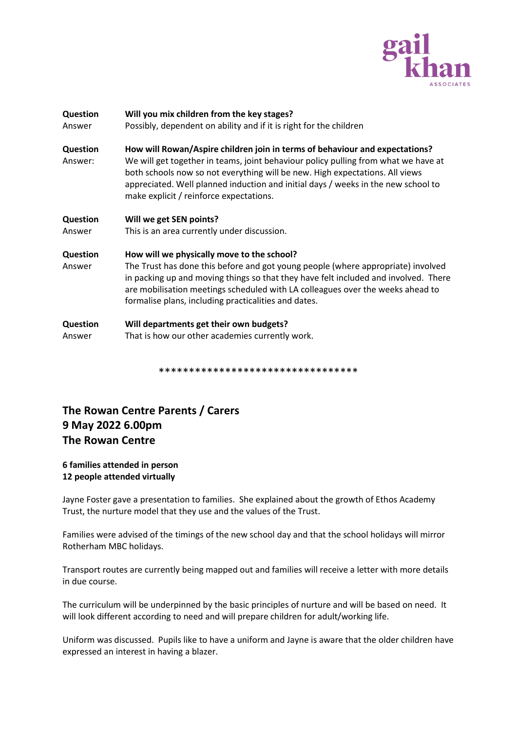| | |
|---|---|
| **Question** | **Will you mix children from the key stages?** |
| Answer | Possibly, dependent on ability and if it is right for the children |
| **Question** | **How will Rowan/Aspire children join in terms of behaviour and expectations?** |
| Answer: | We will get together in teams, joint behaviour policy pulling from what we have at both schools now so not everything will be new. High expectations. All views appreciated. Well planned induction and initial days / weeks in the new school to make explicit / reinforce expectations. |
| **Question** | **Will we get SEN points?** |
| Answer | This is an area currently under discussion. |
| **Question** | **How will we physically move to the school?** |
| Answer | The Trust has done this before and got young people (where appropriate) involved in packing up and moving things so that they have felt included and involved. There are mobilisation meetings scheduled with LA colleagues over the weeks ahead to formalise plans, including practicalities and dates. |
| **Question** | **Will departments get their own budgets?** |
| Answer | That is how our other academies currently work. |

*********************************

## The Rowan Centre Parents / Carers
## 9 May 2022 6.00pm
## The Rowan Centre

**6 families attended in person**
**12 people attended virtually**

Jayne Foster gave a presentation to families. She explained about the growth of Ethos Academy Trust, the nurture model that they use and the values of the Trust.

Families were advised of the timings of the new school day and that the school holidays will mirror Rotherham MBC holidays.

Transport routes are currently being mapped out and families will receive a letter with more details in due course.

The curriculum will be underpinned by the basic principles of nurture and will be based on need. It will look different according to need and will prepare children for adult/working life.

Uniform was discussed. Pupils like to have a uniform and Jayne is aware that the older children have expressed an interest in having a blazer.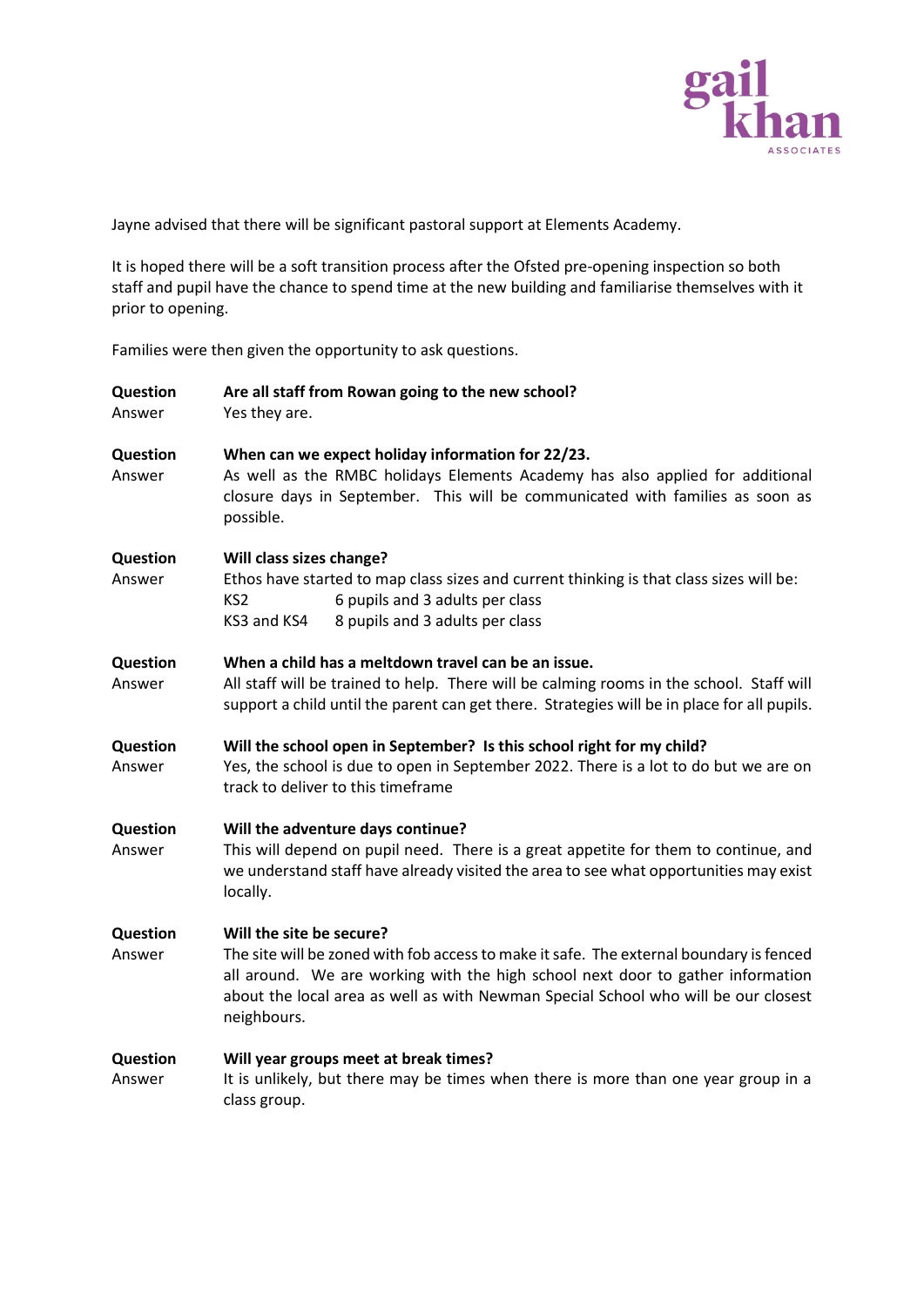Jayne advised that there will be significant pastoral support at Elements Academy.

It is hoped there will be a soft transition process after the Ofsted pre-opening inspection so both staff and pupil have the chance to spend time at the new building and familiarise themselves with it prior to opening.

Families were then given the opportunity to ask questions.

**Question** **Are all staff from Rowan going to the new school?**
Answer Yes they are.

**Question** **When can we expect holiday information for 22/23.**
Answer As well as the RMBC holidays Elements Academy has also applied for additional closure days in September. This will be communicated with families as soon as possible.

**Question** **Will class sizes change?**
Answer Ethos have started to map class sizes and current thinking is that class sizes will be:

| | |
|---|---|
| KS2 | 6 pupils and 3 adults per class |
| KS3 and KS4 | 8 pupils and 3 adults per class |

**Question** **When a child has a meltdown travel can be an issue.**
Answer All staff will be trained to help. There will be calming rooms in the school. Staff will support a child until the parent can get there. Strategies will be in place for all pupils.

**Question** **Will the school open in September? Is this school right for my child?**
Answer Yes, the school is due to open in September 2022. There is a lot to do but we are on track to deliver to this timeframe

**Question** **Will the adventure days continue?**
Answer This will depend on pupil need. There is a great appetite for them to continue, and we understand staff have already visited the area to see what opportunities may exist locally.

**Question** **Will the site be secure?**
Answer The site will be zoned with fob access to make it safe. The external boundary is fenced all around. We are working with the high school next door to gather information about the local area as well as with Newman Special School who will be our closest neighbours.

**Question** **Will year groups meet at break times?**
Answer It is unlikely, but there may be times when there is more than one year group in a class group.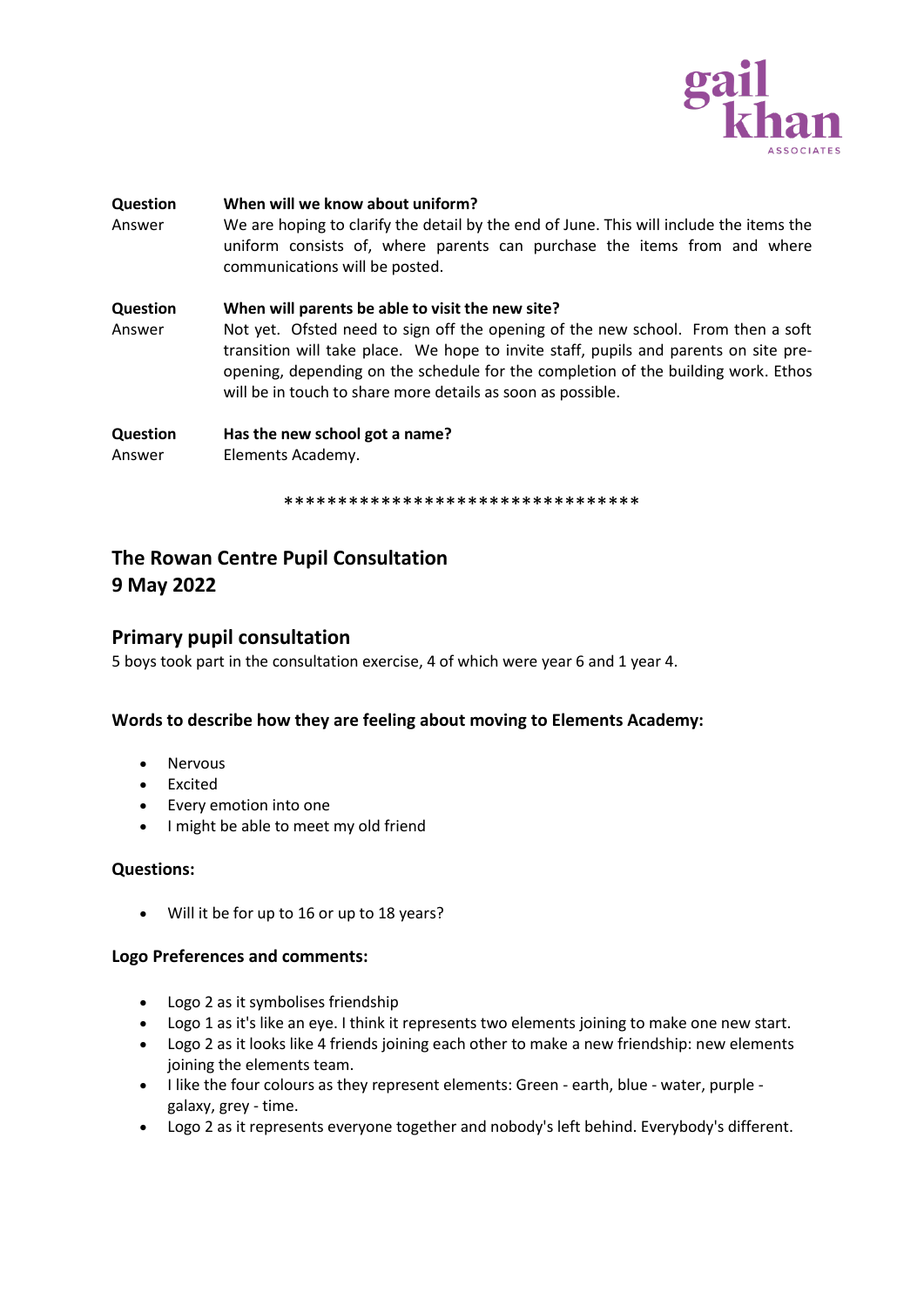**Question** **When will we know about uniform?**

Answer We are hoping to clarify the detail by the end of June. This will include the items the uniform consists of, where parents can purchase the items from and where communications will be posted.

**Question** **When will parents be able to visit the new site?**

Answer Not yet. Ofsted need to sign off the opening of the new school. From then a soft transition will take place. We hope to invite staff, pupils and parents on site pre-opening, depending on the schedule for the completion of the building work. Ethos will be in touch to share more details as soon as possible.

**Question** **Has the new school got a name?**

Answer Elements Academy.

*********************************

## The Rowan Centre Pupil Consultation
## 9 May 2022

### Primary pupil consultation

5 boys took part in the consultation exercise, 4 of which were year 6 and 1 year 4.

#### Words to describe how they are feeling about moving to Elements Academy:

- Nervous
- Excited
- Every emotion into one
- I might be able to meet my old friend

#### Questions:

- Will it be for up to 16 or up to 18 years?

#### Logo Preferences and comments:

- Logo 2 as it symbolises friendship
- Logo 1 as it's like an eye. I think it represents two elements joining to make one new start.
- Logo 2 as it looks like 4 friends joining each other to make a new friendship: new elements joining the elements team.
- I like the four colours as they represent elements: Green - earth, blue - water, purple - galaxy, grey - time.
- Logo 2 as it represents everyone together and nobody's left behind. Everybody's different.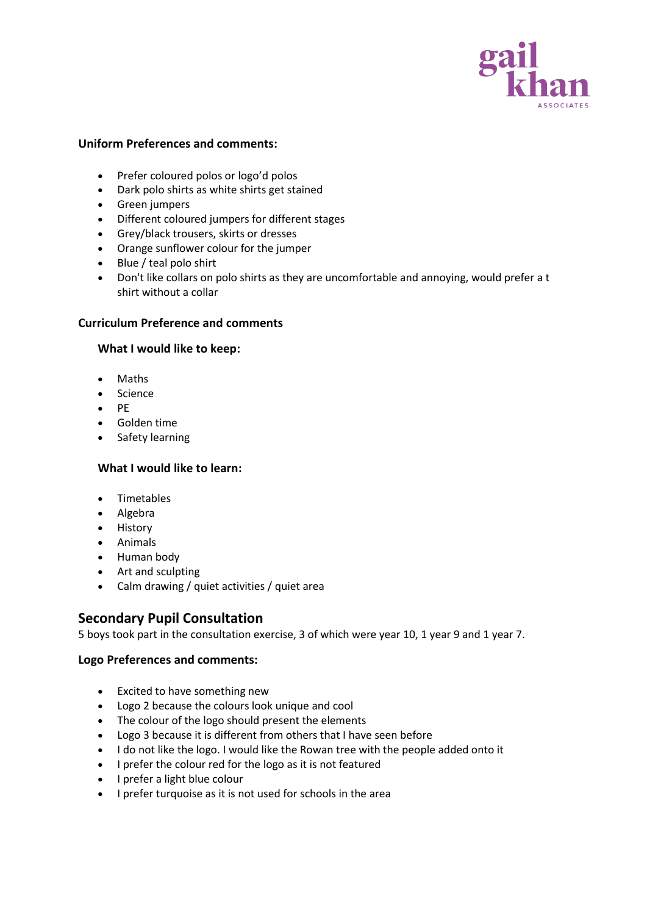**Uniform Preferences and comments:**

- Prefer coloured polos or logo'd polos
- Dark polo shirts as white shirts get stained
- Green jumpers
- Different coloured jumpers for different stages
- Grey/black trousers, skirts or dresses
- Orange sunflower colour for the jumper
- Blue / teal polo shirt
- Don't like collars on polo shirts as they are uncomfortable and annoying, would prefer a t shirt without a collar

**Curriculum Preference and comments**

**What I would like to keep:**

- Maths
- Science
- PE
- Golden time
- Safety learning

**What I would like to learn:**

- Timetables
- Algebra
- History
- Animals
- Human body
- Art and sculpting
- Calm drawing / quiet activities / quiet area

## Secondary Pupil Consultation

5 boys took part in the consultation exercise, 3 of which were year 10, 1 year 9 and 1 year 7.

**Logo Preferences and comments:**

- Excited to have something new
- Logo 2 because the colours look unique and cool
- The colour of the logo should present the elements
- Logo 3 because it is different from others that I have seen before
- I do not like the logo. I would like the Rowan tree with the people added onto it
- I prefer the colour red for the logo as it is not featured
- I prefer a light blue colour
- I prefer turquoise as it is not used for schools in the area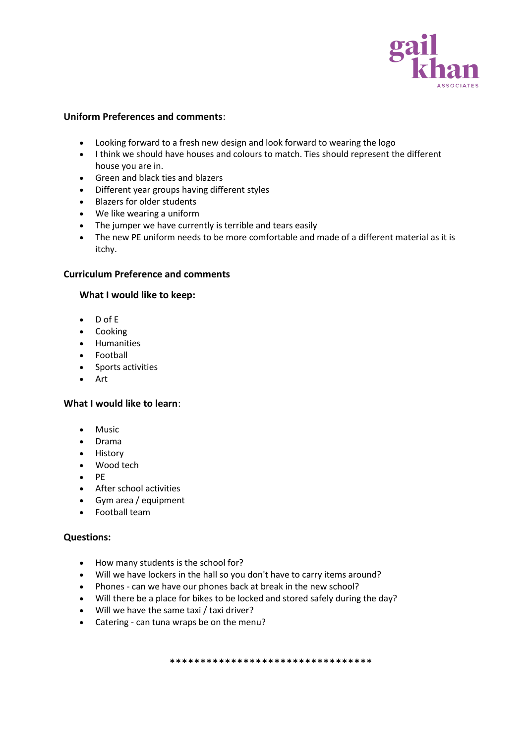**Uniform Preferences and comments**:

- Looking forward to a fresh new design and look forward to wearing the logo
- I think we should have houses and colours to match. Ties should represent the different house you are in.
- Green and black ties and blazers
- Different year groups having different styles
- Blazers for older students
- We like wearing a uniform
- The jumper we have currently is terrible and tears easily
- The new PE uniform needs to be more comfortable and made of a different material as it is itchy.

**Curriculum Preference and comments**

**What I would like to keep:**

- D of E
- Cooking
- Humanities
- Football
- Sports activities
- Art

**What I would like to learn**:

- Music
- Drama
- History
- Wood tech
- PE
- After school activities
- Gym area / equipment
- Football team

**Questions:**

- How many students is the school for?
- Will we have lockers in the hall so you don't have to carry items around?
- Phones - can we have our phones back at break in the new school?
- Will there be a place for bikes to be locked and stored safely during the day?
- Will we have the same taxi / taxi driver?
- Catering - can tuna wraps be on the menu?

*********************************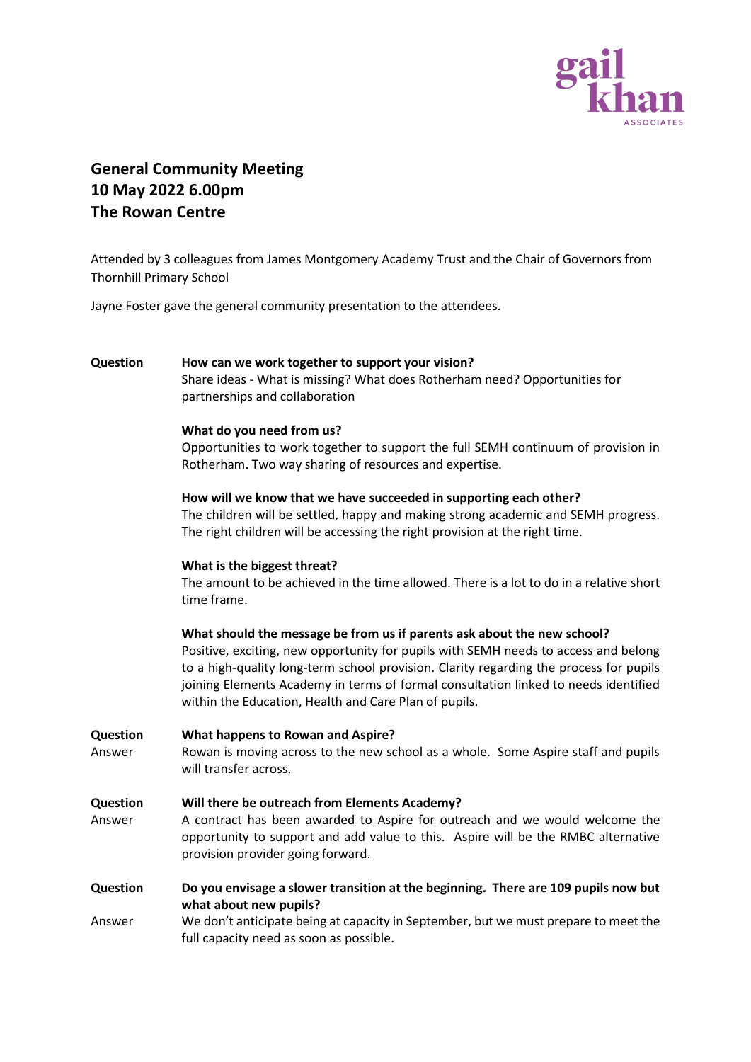# General Community Meeting
# 10 May 2022 6.00pm
# The Rowan Centre

Attended by 3 colleagues from James Montgomery Academy Trust and the Chair of Governors from Thornhill Primary School

Jayne Foster gave the general community presentation to the attendees.

**Question** **How can we work together to support your vision?**
Share ideas - What is missing? What does Rotherham need? Opportunities for partnerships and collaboration

**What do you need from us?**
Opportunities to work together to support the full SEMH continuum of provision in Rotherham. Two way sharing of resources and expertise.

**How will we know that we have succeeded in supporting each other?**
The children will be settled, happy and making strong academic and SEMH progress. The right children will be accessing the right provision at the right time.

**What is the biggest threat?**
The amount to be achieved in the time allowed. There is a lot to do in a relative short time frame.

**What should the message be from us if parents ask about the new school?**
Positive, exciting, new opportunity for pupils with SEMH needs to access and belong to a high-quality long-term school provision. Clarity regarding the process for pupils joining Elements Academy in terms of formal consultation linked to needs identified within the Education, Health and Care Plan of pupils.

**Question** **What happens to Rowan and Aspire?**
Answer Rowan is moving across to the new school as a whole. Some Aspire staff and pupils will transfer across.

**Question** **Will there be outreach from Elements Academy?**
Answer A contract has been awarded to Aspire for outreach and we would welcome the opportunity to support and add value to this. Aspire will be the RMBC alternative provision provider going forward.

**Question** **Do you envisage a slower transition at the beginning. There are 109 pupils now but what about new pupils?**
Answer We don't anticipate being at capacity in September, but we must prepare to meet the full capacity need as soon as possible.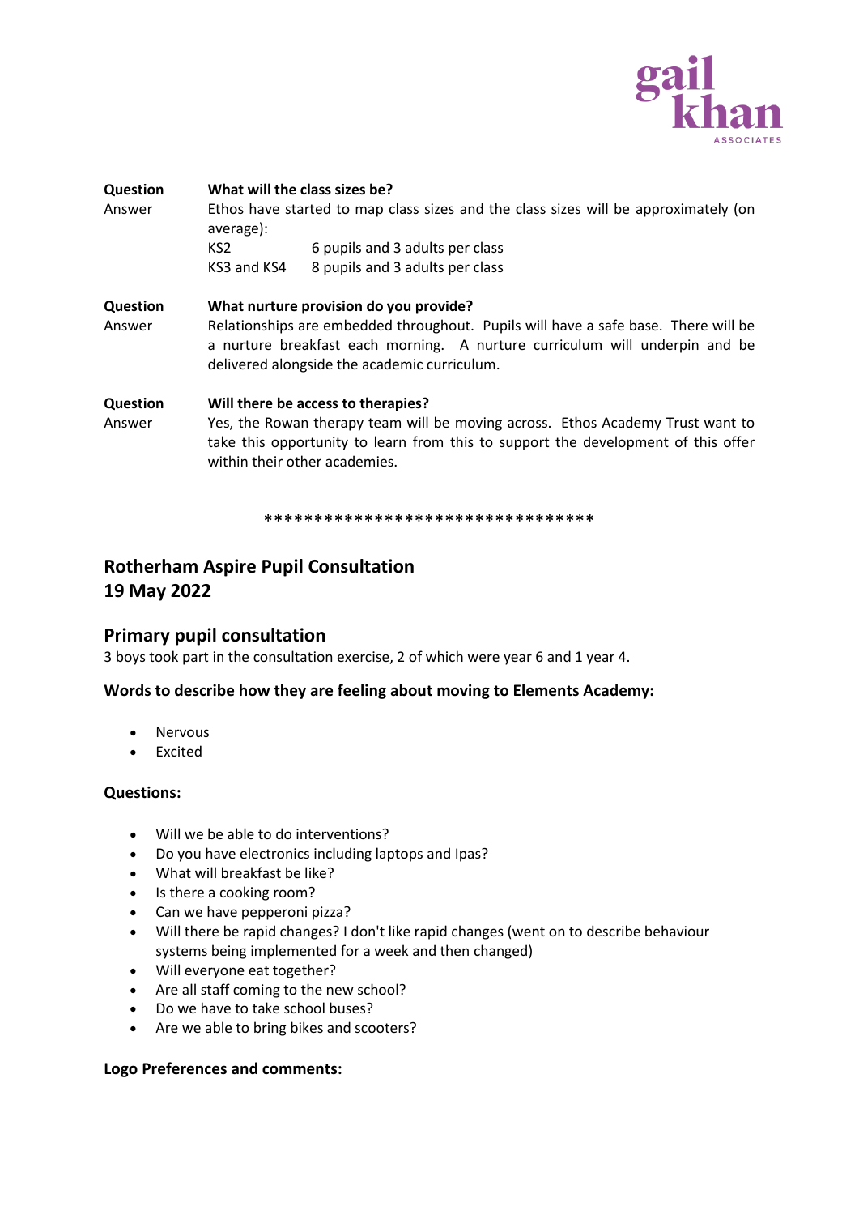**Question** **What will the class sizes be?**

Answer Ethos have started to map class sizes and the class sizes will be approximately (on average):

| | |
|---|---|
| KS2 | 6 pupils and 3 adults per class |
| KS3 and KS4 | 8 pupils and 3 adults per class |

**Question** **What nurture provision do you provide?**

Answer Relationships are embedded throughout. Pupils will have a safe base. There will be a nurture breakfast each morning. A nurture curriculum will underpin and be delivered alongside the academic curriculum.

**Question** **Will there be access to therapies?**

Answer Yes, the Rowan therapy team will be moving across. Ethos Academy Trust want to take this opportunity to learn from this to support the development of this offer within their other academies.

*********************************

## Rotherham Aspire Pupil Consultation
## 19 May 2022

### Primary pupil consultation

3 boys took part in the consultation exercise, 2 of which were year 6 and 1 year 4.

**Words to describe how they are feeling about moving to Elements Academy:**

- Nervous
- Excited

**Questions:**

- Will we be able to do interventions?
- Do you have electronics including laptops and Ipas?
- What will breakfast be like?
- Is there a cooking room?
- Can we have pepperoni pizza?
- Will there be rapid changes? I don't like rapid changes (went on to describe behaviour systems being implemented for a week and then changed)
- Will everyone eat together?
- Are all staff coming to the new school?
- Do we have to take school buses?
- Are we able to bring bikes and scooters?

**Logo Preferences and comments:**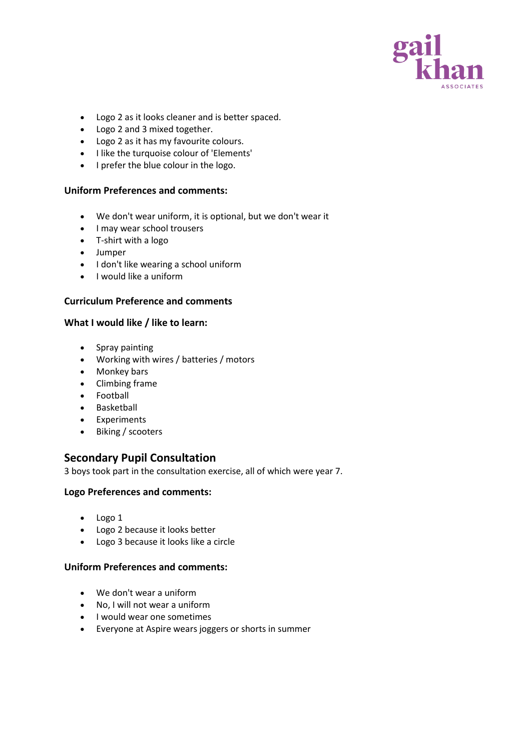- Logo 2 as it looks cleaner and is better spaced.
- Logo 2 and 3 mixed together.
- Logo 2 as it has my favourite colours.
- I like the turquoise colour of 'Elements'
- I prefer the blue colour in the logo.

**Uniform Preferences and comments:**

- We don't wear uniform, it is optional, but we don't wear it
- I may wear school trousers
- T-shirt with a logo
- Jumper
- I don't like wearing a school uniform
- I would like a uniform

**Curriculum Preference and comments**

**What I would like / like to learn:**

- Spray painting
- Working with wires / batteries / motors
- Monkey bars
- Climbing frame
- Football
- Basketball
- Experiments
- Biking / scooters

## Secondary Pupil Consultation

3 boys took part in the consultation exercise, all of which were year 7.

**Logo Preferences and comments:**

- Logo 1
- Logo 2 because it looks better
- Logo 3 because it looks like a circle

**Uniform Preferences and comments:**

- We don't wear a uniform
- No, I will not wear a uniform
- I would wear one sometimes
- Everyone at Aspire wears joggers or shorts in summer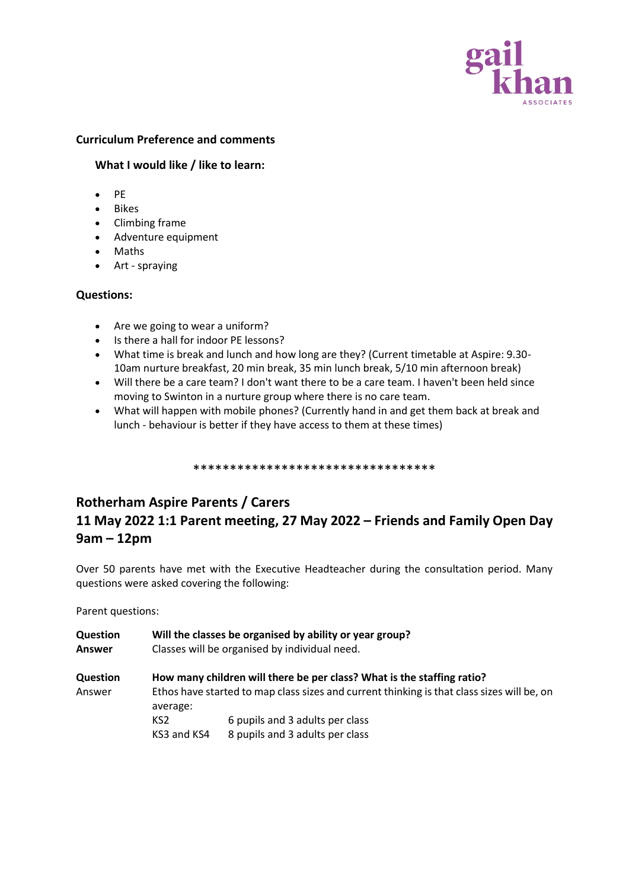**Curriculum Preference and comments**

**What I would like / like to learn:**

- PE
- Bikes
- Climbing frame
- Adventure equipment
- Maths
- Art - spraying

**Questions:**

- Are we going to wear a uniform?
- Is there a hall for indoor PE lessons?
- What time is break and lunch and how long are they? (Current timetable at Aspire: 9.30-10am nurture breakfast, 20 min break, 35 min lunch break, 5/10 min afternoon break)
- Will there be a care team? I don't want there to be a care team. I haven't been held since moving to Swinton in a nurture group where there is no care team.
- What will happen with mobile phones? (Currently hand in and get them back at break and lunch - behaviour is better if they have access to them at these times)

*********************************

## Rotherham Aspire Parents / Carers
## 11 May 2022 1:1 Parent meeting, 27 May 2022 – Friends and Family Open Day 9am – 12pm

Over 50 parents have met with the Executive Headteacher during the consultation period. Many questions were asked covering the following:

Parent questions:

**Question** **Will the classes be organised by ability or year group?**
**Answer** Classes will be organised by individual need.

**Question** **How many children will there be per class? What is the staffing ratio?**
Answer Ethos have started to map class sizes and current thinking is that class sizes will be, on average:

| | |
|---|---|
| KS2 | 6 pupils and 3 adults per class |
| KS3 and KS4 | 8 pupils and 3 adults per class |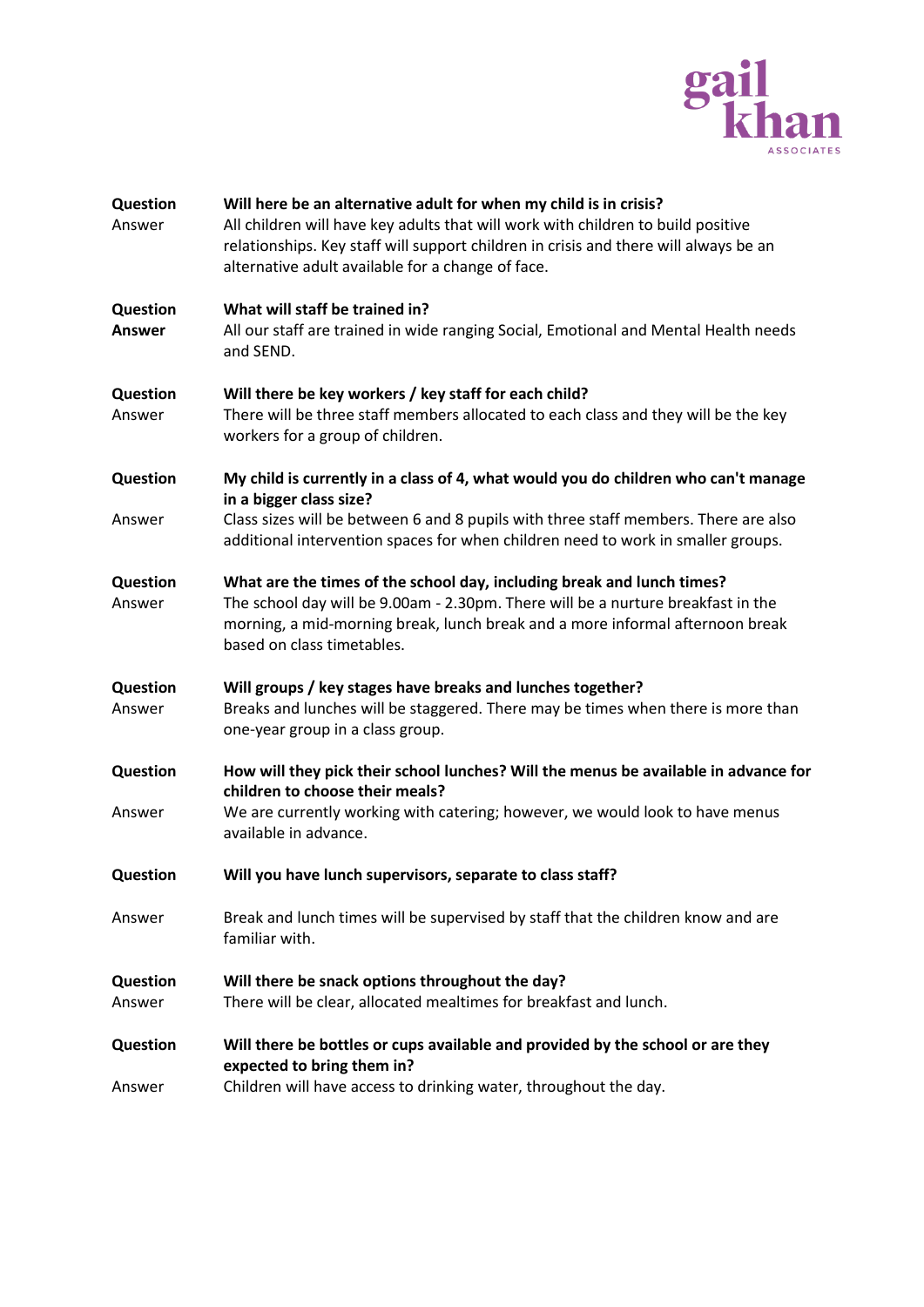**Question** **Will here be an alternative adult for when my child is in crisis?**
Answer All children will have key adults that will work with children to build positive relationships. Key staff will support children in crisis and there will always be an alternative adult available for a change of face.

**Question** **What will staff be trained in?**
**Answer** All our staff are trained in wide ranging Social, Emotional and Mental Health needs and SEND.

**Question** **Will there be key workers / key staff for each child?**
Answer There will be three staff members allocated to each class and they will be the key workers for a group of children.

**Question** **My child is currently in a class of 4, what would you do children who can't manage in a bigger class size?**
Answer Class sizes will be between 6 and 8 pupils with three staff members. There are also additional intervention spaces for when children need to work in smaller groups.

**Question** **What are the times of the school day, including break and lunch times?**
Answer The school day will be 9.00am - 2.30pm. There will be a nurture breakfast in the morning, a mid-morning break, lunch break and a more informal afternoon break based on class timetables.

**Question** **Will groups / key stages have breaks and lunches together?**
Answer Breaks and lunches will be staggered. There may be times when there is more than one-year group in a class group.

**Question** **How will they pick their school lunches? Will the menus be available in advance for children to choose their meals?**
Answer We are currently working with catering; however, we would look to have menus available in advance.

**Question** **Will you have lunch supervisors, separate to class staff?**

Answer Break and lunch times will be supervised by staff that the children know and are familiar with.

**Question** **Will there be snack options throughout the day?**
Answer There will be clear, allocated mealtimes for breakfast and lunch.

**Question** **Will there be bottles or cups available and provided by the school or are they expected to bring them in?**
Answer Children will have access to drinking water, throughout the day.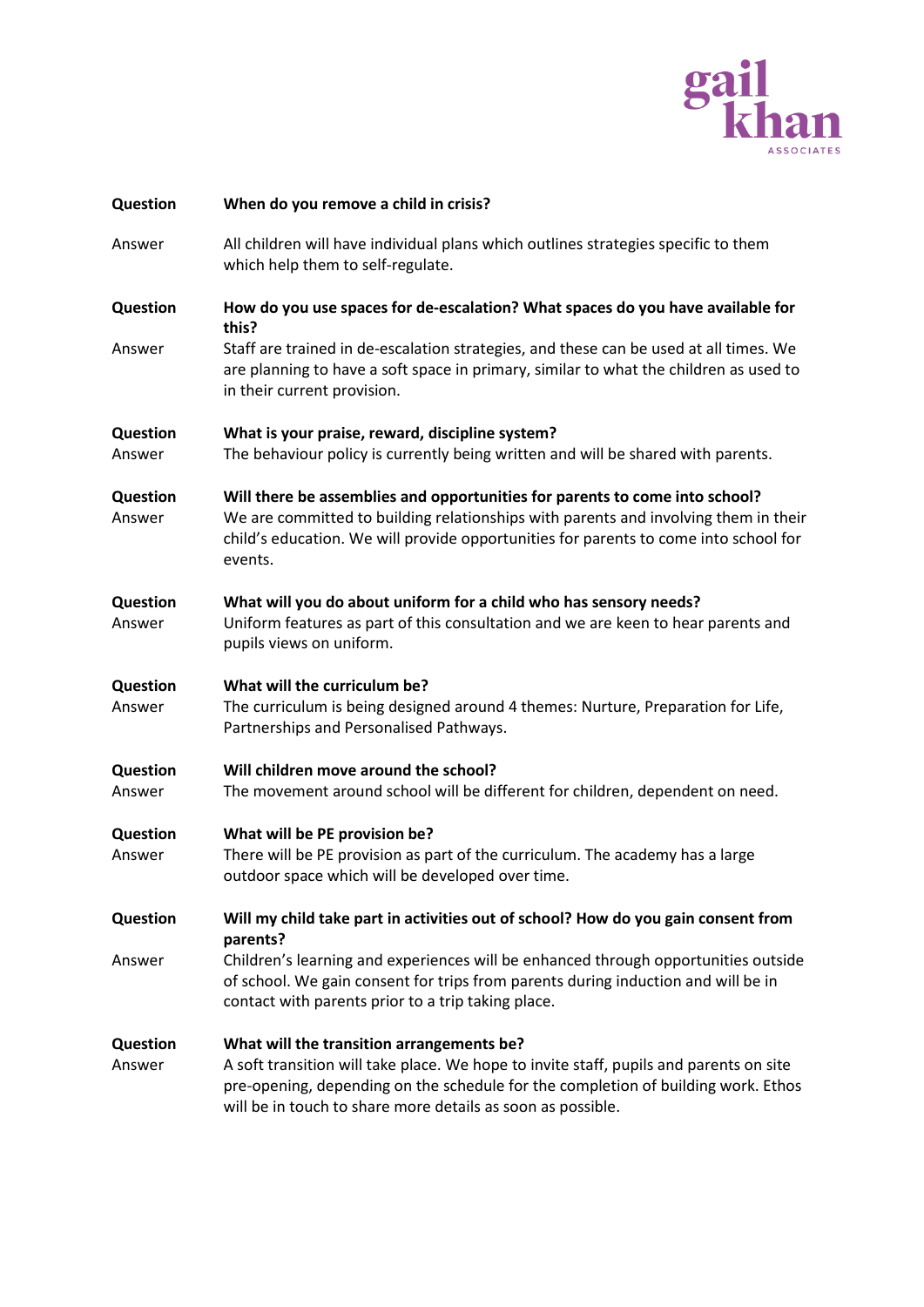| | |
|---|---|
| **Question** | **When do you remove a child in crisis?** |
| Answer | All children will have individual plans which outlines strategies specific to them which help them to self-regulate. |
| **Question** | **How do you use spaces for de-escalation? What spaces do you have available for this?** |
| Answer | Staff are trained in de-escalation strategies, and these can be used at all times. We are planning to have a soft space in primary, similar to what the children as used to in their current provision. |
| **Question** | **What is your praise, reward, discipline system?** |
| Answer | The behaviour policy is currently being written and will be shared with parents. |
| **Question** | **Will there be assemblies and opportunities for parents to come into school?** |
| Answer | We are committed to building relationships with parents and involving them in their child's education. We will provide opportunities for parents to come into school for events. |
| **Question** | **What will you do about uniform for a child who has sensory needs?** |
| Answer | Uniform features as part of this consultation and we are keen to hear parents and pupils views on uniform. |
| **Question** | **What will the curriculum be?** |
| Answer | The curriculum is being designed around 4 themes: Nurture, Preparation for Life, Partnerships and Personalised Pathways. |
| **Question** | **Will children move around the school?** |
| Answer | The movement around school will be different for children, dependent on need. |
| **Question** | **What will be PE provision be?** |
| Answer | There will be PE provision as part of the curriculum. The academy has a large outdoor space which will be developed over time. |
| **Question** | **Will my child take part in activities out of school? How do you gain consent from parents?** |
| Answer | Children's learning and experiences will be enhanced through opportunities outside of school. We gain consent for trips from parents during induction and will be in contact with parents prior to a trip taking place. |
| **Question** | **What will the transition arrangements be?** |
| Answer | A soft transition will take place. We hope to invite staff, pupils and parents on site pre-opening, depending on the schedule for the completion of building work. Ethos will be in touch to share more details as soon as possible. |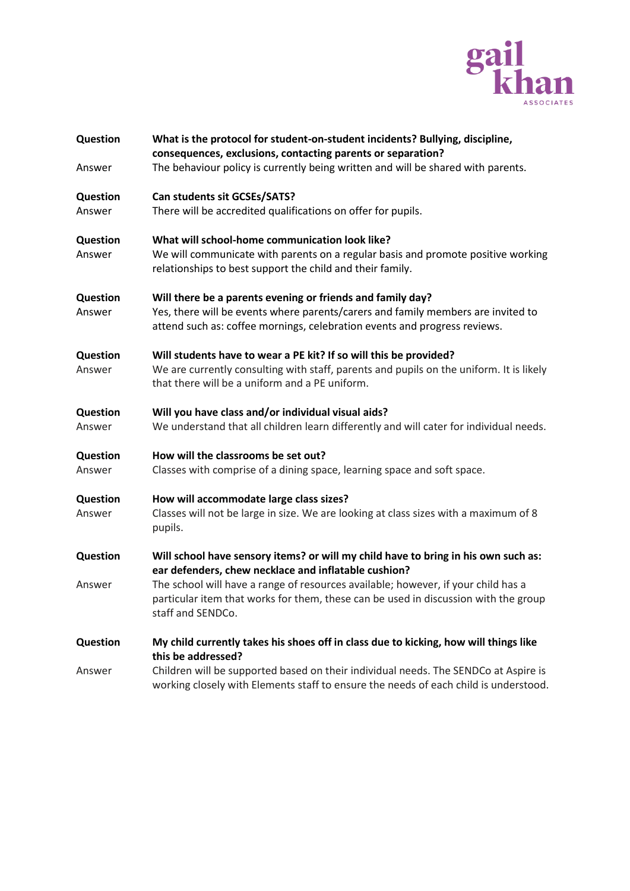**Question** **What is the protocol for student-on-student incidents? Bullying, discipline, consequences, exclusions, contacting parents or separation?**

Answer The behaviour policy is currently being written and will be shared with parents.

**Question** **Can students sit GCSEs/SATS?**

Answer There will be accredited qualifications on offer for pupils.

**Question** **What will school-home communication look like?**

Answer We will communicate with parents on a regular basis and promote positive working relationships to best support the child and their family.

**Question** **Will there be a parents evening or friends and family day?**

Answer Yes, there will be events where parents/carers and family members are invited to attend such as: coffee mornings, celebration events and progress reviews.

**Question** **Will students have to wear a PE kit? If so will this be provided?**

Answer We are currently consulting with staff, parents and pupils on the uniform. It is likely that there will be a uniform and a PE uniform.

**Question** **Will you have class and/or individual visual aids?**

Answer We understand that all children learn differently and will cater for individual needs.

**Question** **How will the classrooms be set out?**

Answer Classes with comprise of a dining space, learning space and soft space.

**Question** **How will accommodate large class sizes?**

Answer Classes will not be large in size. We are looking at class sizes with a maximum of 8 pupils.

**Question** **Will school have sensory items? or will my child have to bring in his own such as: ear defenders, chew necklace and inflatable cushion?**

Answer The school will have a range of resources available; however, if your child has a particular item that works for them, these can be used in discussion with the group staff and SENDCo.

**Question** **My child currently takes his shoes off in class due to kicking, how will things like this be addressed?**

Answer Children will be supported based on their individual needs. The SENDCo at Aspire is working closely with Elements staff to ensure the needs of each child is understood.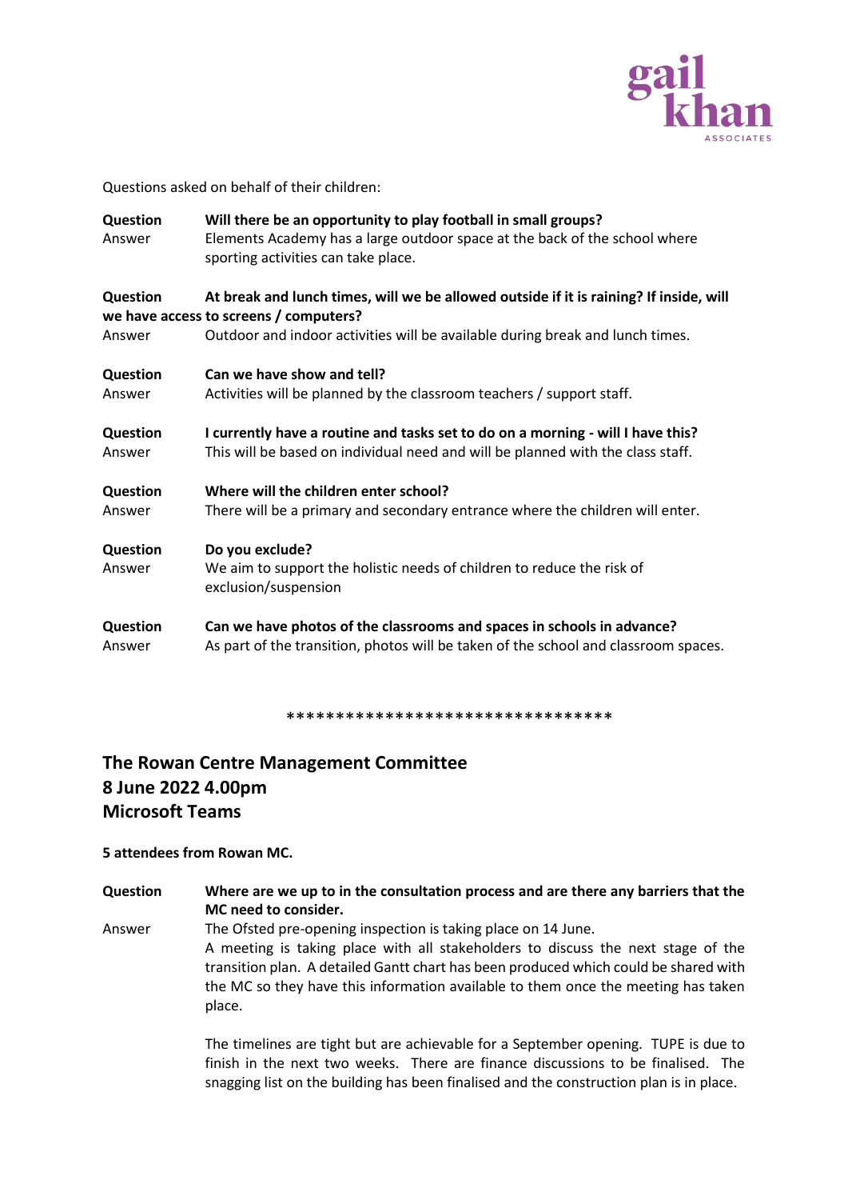Questions asked on behalf of their children:

**Question** **Will there be an opportunity to play football in small groups?**
Answer Elements Academy has a large outdoor space at the back of the school where sporting activities can take place.

**Question** **At break and lunch times, will we be allowed outside if it is raining? If inside, will we have access to screens / computers?**
Answer Outdoor and indoor activities will be available during break and lunch times.

**Question** **Can we have show and tell?**
Answer Activities will be planned by the classroom teachers / support staff.

**Question** **I currently have a routine and tasks set to do on a morning - will I have this?**
Answer This will be based on individual need and will be planned with the class staff.

**Question** **Where will the children enter school?**
Answer There will be a primary and secondary entrance where the children will enter.

**Question** **Do you exclude?**
Answer We aim to support the holistic needs of children to reduce the risk of exclusion/suspension

**Question** **Can we have photos of the classrooms and spaces in schools in advance?**
Answer As part of the transition, photos will be taken of the school and classroom spaces.

*********************************

## The Rowan Centre Management Committee
## 8 June 2022 4.00pm
## Microsoft Teams

**5 attendees from Rowan MC.**

**Question** **Where are we up to in the consultation process and are there any barriers that the MC need to consider.**
Answer The Ofsted pre-opening inspection is taking place on 14 June.
A meeting is taking place with all stakeholders to discuss the next stage of the transition plan. A detailed Gantt chart has been produced which could be shared with the MC so they have this information available to them once the meeting has taken place.

The timelines are tight but are achievable for a September opening. TUPE is due to finish in the next two weeks. There are finance discussions to be finalised. The snagging list on the building has been finalised and the construction plan is in place.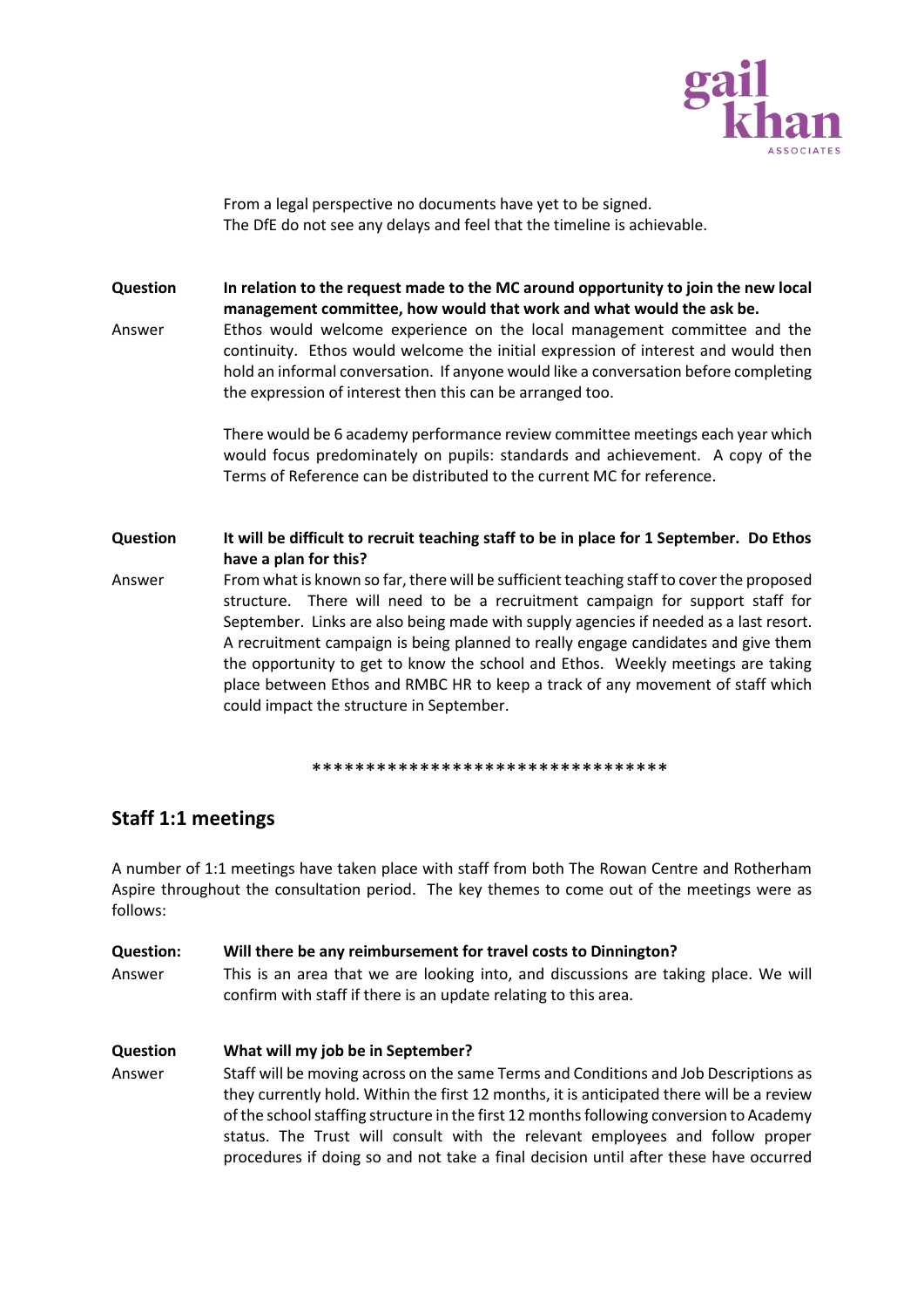From a legal perspective no documents have yet to be signed.
The DfE do not see any delays and feel that the timeline is achievable.

**Question** **In relation to the request made to the MC around opportunity to join the new local management committee, how would that work and what would the ask be.**

Answer Ethos would welcome experience on the local management committee and the continuity. Ethos would welcome the initial expression of interest and would then hold an informal conversation. If anyone would like a conversation before completing the expression of interest then this can be arranged too.

There would be 6 academy performance review committee meetings each year which would focus predominately on pupils: standards and achievement. A copy of the Terms of Reference can be distributed to the current MC for reference.

**Question** **It will be difficult to recruit teaching staff to be in place for 1 September. Do Ethos have a plan for this?**

Answer From what is known so far, there will be sufficient teaching staff to cover the proposed structure. There will need to be a recruitment campaign for support staff for September. Links are also being made with supply agencies if needed as a last resort. A recruitment campaign is being planned to really engage candidates and give them the opportunity to get to know the school and Ethos. Weekly meetings are taking place between Ethos and RMBC HR to keep a track of any movement of staff which could impact the structure in September.

*********************************

## Staff 1:1 meetings

A number of 1:1 meetings have taken place with staff from both The Rowan Centre and Rotherham Aspire throughout the consultation period. The key themes to come out of the meetings were as follows:

**Question:** **Will there be any reimbursement for travel costs to Dinnington?**

Answer This is an area that we are looking into, and discussions are taking place. We will confirm with staff if there is an update relating to this area.

**Question** **What will my job be in September?**

Answer Staff will be moving across on the same Terms and Conditions and Job Descriptions as they currently hold. Within the first 12 months, it is anticipated there will be a review of the school staffing structure in the first 12 months following conversion to Academy status. The Trust will consult with the relevant employees and follow proper procedures if doing so and not take a final decision until after these have occurred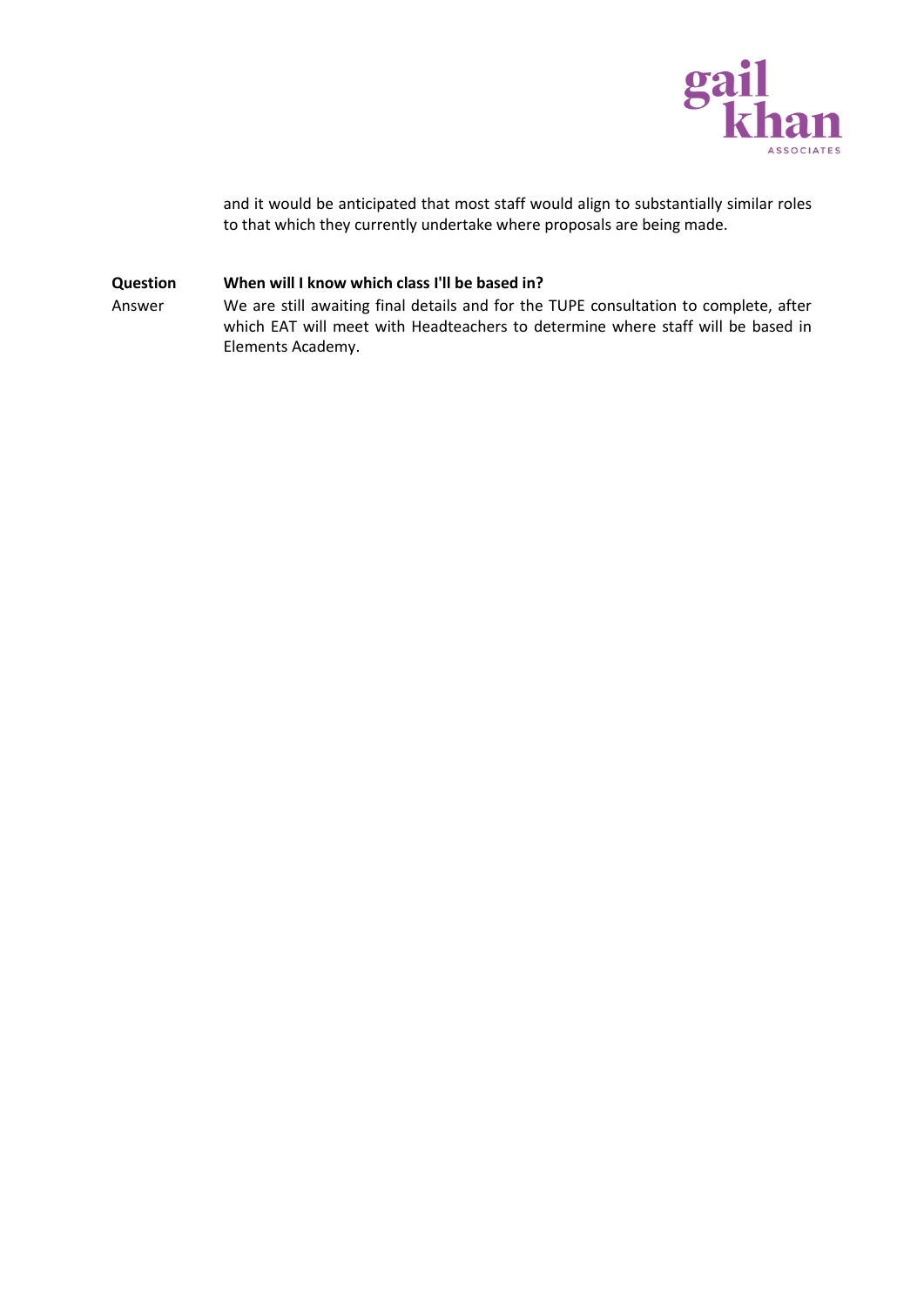and it would be anticipated that most staff would align to substantially similar roles to that which they currently undertake where proposals are being made.

**Question** **When will I know which class I'll be based in?**

Answer We are still awaiting final details and for the TUPE consultation to complete, after which EAT will meet with Headteachers to determine where staff will be based in Elements Academy.